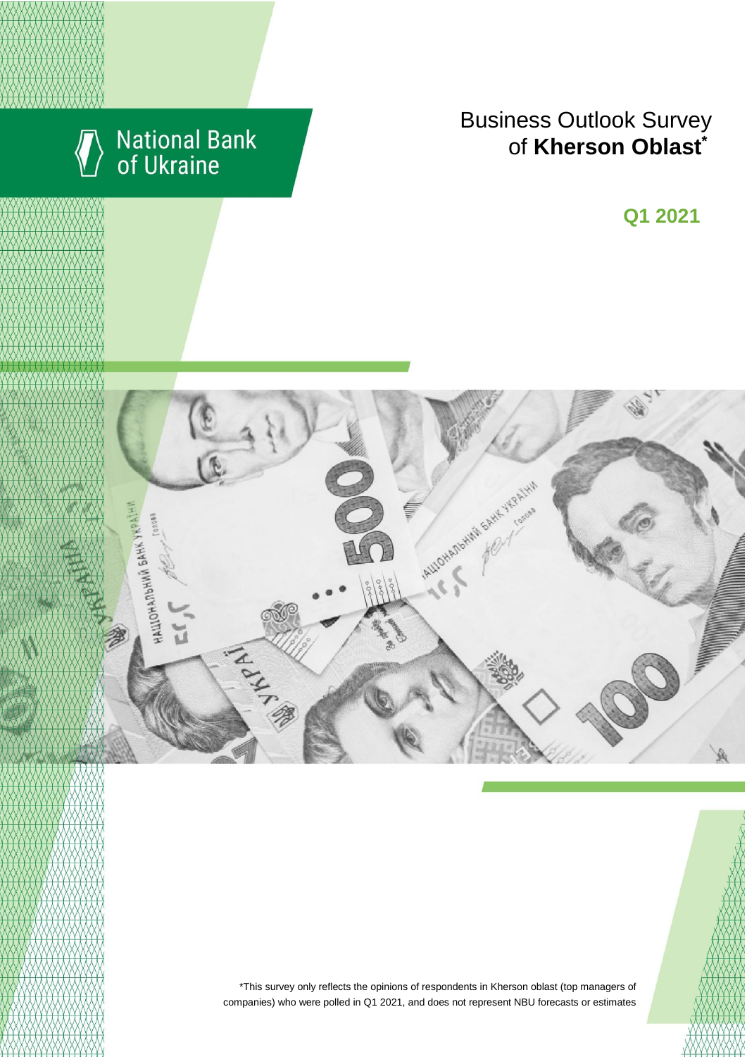National Bank of Ukraine

# Business Outlook Survey of **Kherson Oblast***

**Q1 2021**

*This survey only reflects the opinions of respondents in Kherson oblast (top managers of companies) who were polled in Q1 2021, and does not represent NBU forecasts or estimates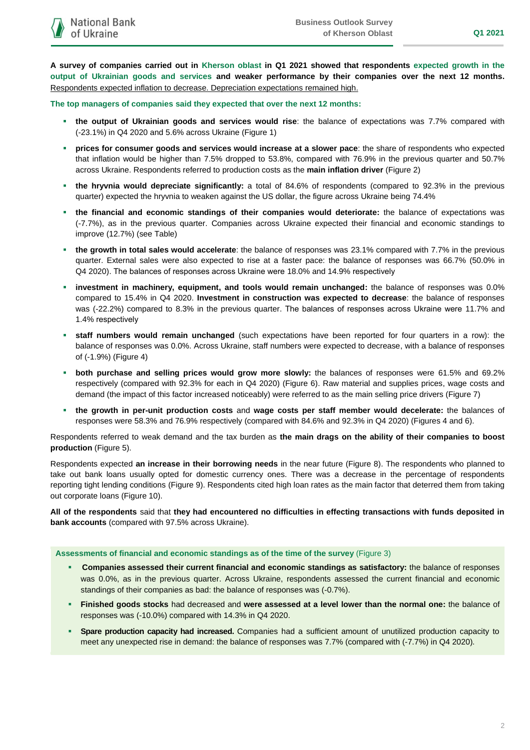**A survey of companies carried out in Kherson oblast in Q1 2021 showed that respondents expected growth in the output of Ukrainian goods and services and weaker performance by their companies over the next 12 months.** Respondents expected inflation to decrease. Depreciation expectations remained high.

**The top managers of companies said they expected that over the next 12 months:**

- **the output of Ukrainian goods and services would rise**: the balance of expectations was 7.7% compared with (-23.1%) in Q4 2020 and 5.6% across Ukraine (Figure 1)
- **prices for consumer goods and services would increase at a slower pace**: the share of respondents who expected that inflation would be higher than 7.5% dropped to 53.8%, compared with 76.9% in the previous quarter and 50.7% across Ukraine. Respondents referred to production costs as the **main inflation driver** (Figure 2)
- **the hryvnia would depreciate significantly:** a total of 84.6% of respondents (compared to 92.3% in the previous quarter) expected the hryvnia to weaken against the US dollar, the figure across Ukraine being 74.4%
- **the financial and economic standings of their companies would deteriorate:** the balance of expectations was (-7.7%), as in the previous quarter. Companies across Ukraine expected their financial and economic standings to improve (12.7%) (see Table)
- **the growth in total sales would accelerate**: the balance of responses was 23.1% compared with 7.7% in the previous quarter. External sales were also expected to rise at a faster pace: the balance of responses was 66.7% (50.0% in Q4 2020). The balances of responses across Ukraine were 18.0% and 14.9% respectively
- **investment in machinery, equipment, and tools would remain unchanged:** the balance of responses was 0.0% compared to 15.4% in Q4 2020. **Investment in construction was expected to decrease**: the balance of responses was (-22.2%) compared to 8.3% in the previous quarter. The balances of responses across Ukraine were 11.7% and 1.4% respectively
- **staff numbers would remain unchanged** (such expectations have been reported for four quarters in a row): the balance of responses was 0.0%. Across Ukraine, staff numbers were expected to decrease, with a balance of responses of (-1.9%) (Figure 4)
- **both purchase and selling prices would grow more slowly:** the balances of responses were 61.5% and 69.2% respectively (compared with 92.3% for each in Q4 2020) (Figure 6). Raw material and supplies prices, wage costs and demand (the impact of this factor increased noticeably) were referred to as the main selling price drivers (Figure 7)
- **the growth in per-unit production costs** and **wage costs per staff member would decelerate:** the balances of responses were 58.3% and 76.9% respectively (compared with 84.6% and 92.3% in Q4 2020) (Figures 4 and 6).

Respondents referred to weak demand and the tax burden as **the main drags on the ability of their companies to boost production** (Figure 5).

Respondents expected **an increase in their borrowing needs** in the near future (Figure 8). The respondents who planned to take out bank loans usually opted for domestic currency ones. There was a decrease in the percentage of respondents reporting tight lending conditions (Figure 9). Respondents cited high loan rates as the main factor that deterred them from taking out corporate loans (Figure 10).

**All of the respondents** said that **they had encountered no difficulties in effecting transactions with funds deposited in bank accounts** (compared with 97.5% across Ukraine).

**Assessments of financial and economic standings as of the time of the survey** (Figure 3)

- **Companies assessed their current financial and economic standings as satisfactory:** the balance of responses was 0.0%, as in the previous quarter. Across Ukraine, respondents assessed the current financial and economic standings of their companies as bad: the balance of responses was (-0.7%).
- **Finished goods stocks** had decreased and **were assessed at a level lower than the normal one:** the balance of responses was (-10.0%) compared with 14.3% in Q4 2020.
- **Spare production capacity had increased.** Companies had a sufficient amount of unutilized production capacity to meet any unexpected rise in demand: the balance of responses was 7.7% (compared with (-7.7%) in Q4 2020).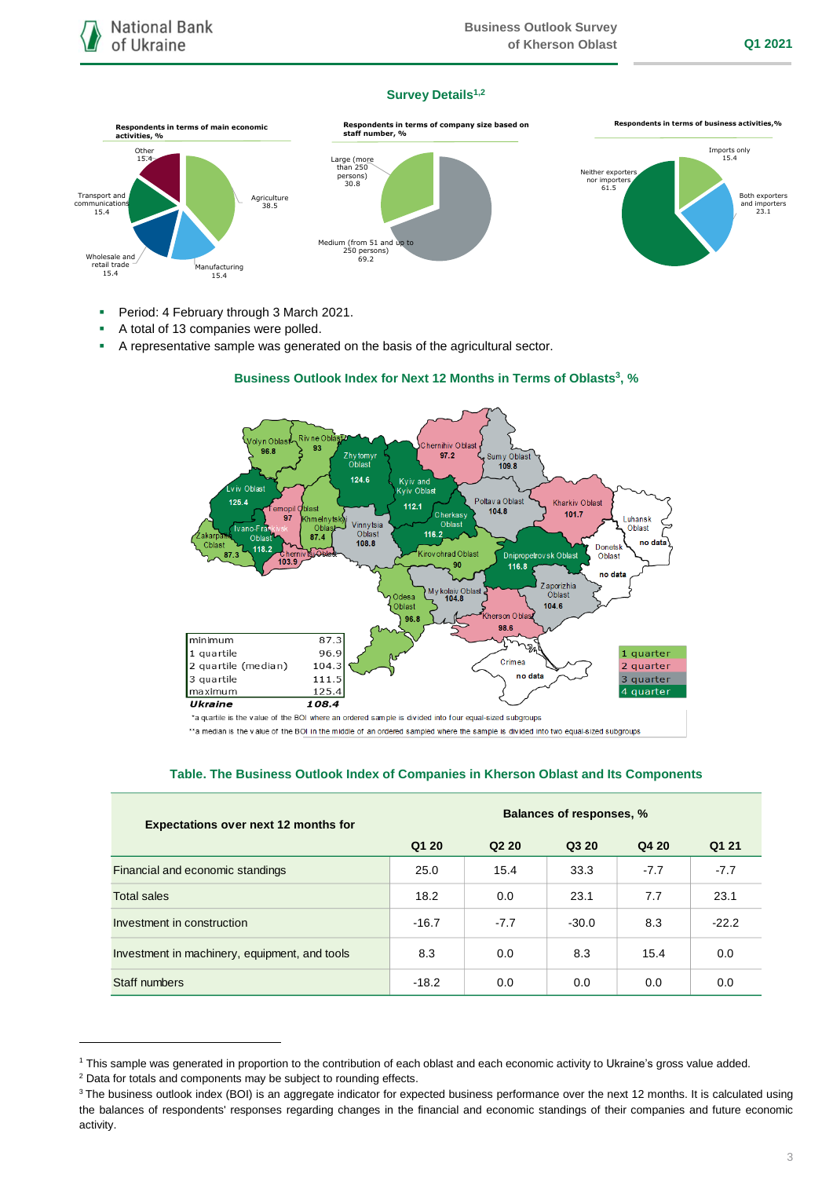## Survey Details[1,2]

**Respondents in terms of main economic activities, %**

- Agriculture 38.5
- Manufacturing 15.4
- Wholesale and retail trade 15.4
- Transport and communications 15.4
- Other 15.4

**Respondents in terms of company size based on staff number, %**

- Large (more than 250 persons) 30.8
- Medium (from 51 and up to 250 persons) 69.2

**Respondents in terms of business activities,%**

- Imports only 15.4
- Both exporters and importers 23.1
- Neither exporters nor importers 61.5

- Period: 4 February through 3 March 2021.
- A total of 13 companies were polled.
- A representative sample was generated on the basis of the agricultural sector.

### Business Outlook Index for Next 12 Months in Terms of Oblasts[3], %

| Oblast | BOI |
|---|---|
| Volyn Oblast | 96.8 |
| Rivne Oblast | 93 |
| Zhytomyr Oblast | 124.6 |
| Kyiv and Kyiv Oblast | 112.1 |
| Chernihiv Oblast | 97.2 |
| Sumy Oblast | 109.8 |
| Lviv Oblast | 125.4 |
| Ternopil Oblast | 97 |
| Khmelnytskyi Oblast | 87.4 |
| Vinnytsia Oblast | 108.8 |
| Cherkasy Oblast | 116.2 |
| Poltava Oblast | 104.8 |
| Kharkiv Oblast | 101.7 |
| Luhansk Oblast | no data |
| Zakarpattia Oblast | 87.3 |
| Ivano-Frankivsk Oblast | 118.2 |
| Chernivtsi Oblast | 103.9 |
| Kirovohrad Oblast | 90 |
| Dnipropetrovsk Oblast | 116.8 |
| Donetsk Oblast | no data |
| Odesa Oblast | 96.8 |
| Mykolaiv Oblast | 104.8 |
| Zaporizhia Oblast | 104.6 |
| Kherson Oblast | 98.6 |
| Crimea | no data |

| | |
|---|---|
| minimum | 87.3 |
| 1 quartile | 96.9 |
| 2 quartile (median) | 104.3 |
| 3 quartile | 111.5 |
| maximum | 125.4 |
| ***Ukraine*** | ***108.4*** |

Legend: 1 quarter, 2 quarter, 3 quarter, 4 quarter

*a quartile is the value of the BOI where an ordered sample is divided into four equal-sized subgroups

**a median is the value of the BOI in the middle of an ordered sampled where the sample is divided into two equal-sized subgroups

### Table. The Business Outlook Index of Companies in Kherson Oblast and Its Components

| Expectations over next 12 months for | Balances of responses, % | | | | |
|---|---|---|---|---|---|
| | Q1 20 | Q2 20 | Q3 20 | Q4 20 | Q1 21 |
| Financial and economic standings | 25.0 | 15.4 | 33.3 | -7.7 | -7.7 |
| Total sales | 18.2 | 0.0 | 23.1 | 7.7 | 23.1 |
| Investment in construction | -16.7 | -7.7 | -30.0 | 8.3 | -22.2 |
| Investment in machinery, equipment, and tools | 8.3 | 0.0 | 8.3 | 15.4 | 0.0 |
| Staff numbers | -18.2 | 0.0 | 0.0 | 0.0 | 0.0 |

---

[1] This sample was generated in proportion to the contribution of each oblast and each economic activity to Ukraine's gross value added.

[2] Data for totals and components may be subject to rounding effects.

[3] The business outlook index (BOI) is an aggregate indicator for expected business performance over the next 12 months. It is calculated using the balances of respondents' responses regarding changes in the financial and economic standings of their companies and future economic activity.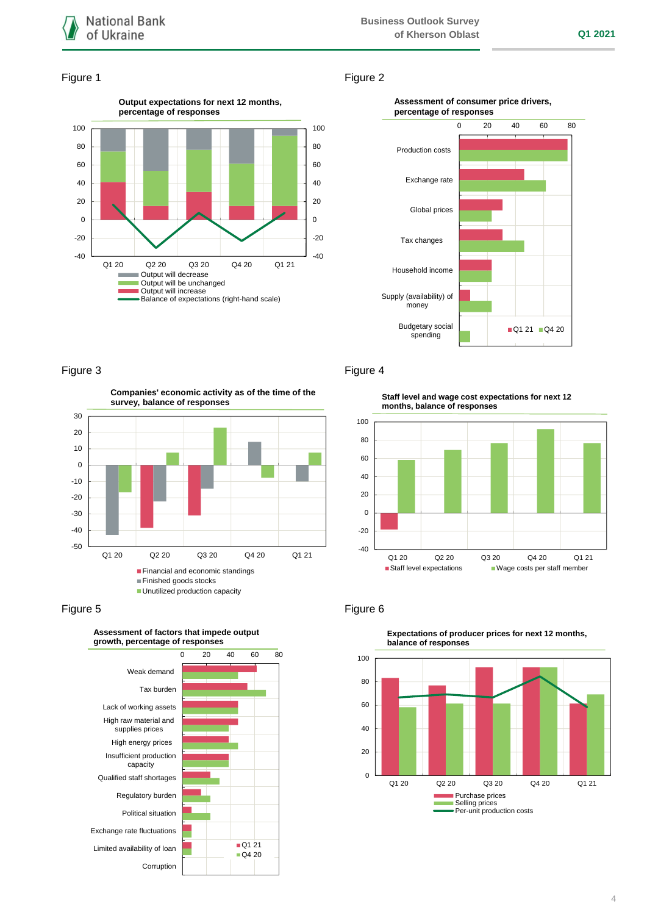Figure 1

**Output expectations for next 12 months, percentage of responses**

Q1 20 | Q2 20 | Q3 20 | Q4 20 | Q1 21

- Output will decrease
- Output will be unchanged
- Output will increase
- Balance of expectations (right-hand scale)

Figure 2

**Assessment of consumer price drivers, percentage of responses**

Production costs
Exchange rate
Global prices
Tax changes
Household income
Supply (availability) of money
Budgetary social spending

Q1 21 | Q4 20

Figure 3

**Companies' economic activity as of the time of the survey, balance of responses**

Q1 20 | Q2 20 | Q3 20 | Q4 20 | Q1 21

- Financial and economic standings
- Finished goods stocks
- Unutilized production capacity

Figure 4

**Staff level and wage cost expectations for next 12 months, balance of responses**

Q1 20 | Q2 20 | Q3 20 | Q4 20 | Q1 21

- Staff level expectations
- Wage costs per staff member

Figure 5

**Assessment of factors that impede output growth, percentage of responses**

Weak demand
Tax burden
Lack of working assets
High raw material and supplies prices
High energy prices
Insufficient production capacity
Qualified staff shortages
Regulatory burden
Political situation
Exchange rate fluctuations
Limited availability of loan
Corruption

Q1 21 | Q4 20

Figure 6

**Expectations of producer prices for next 12 months, balance of responses**

Q1 20 | Q2 20 | Q3 20 | Q4 20 | Q1 21

- Purchase prices
- Selling prices
- Per-unit production costs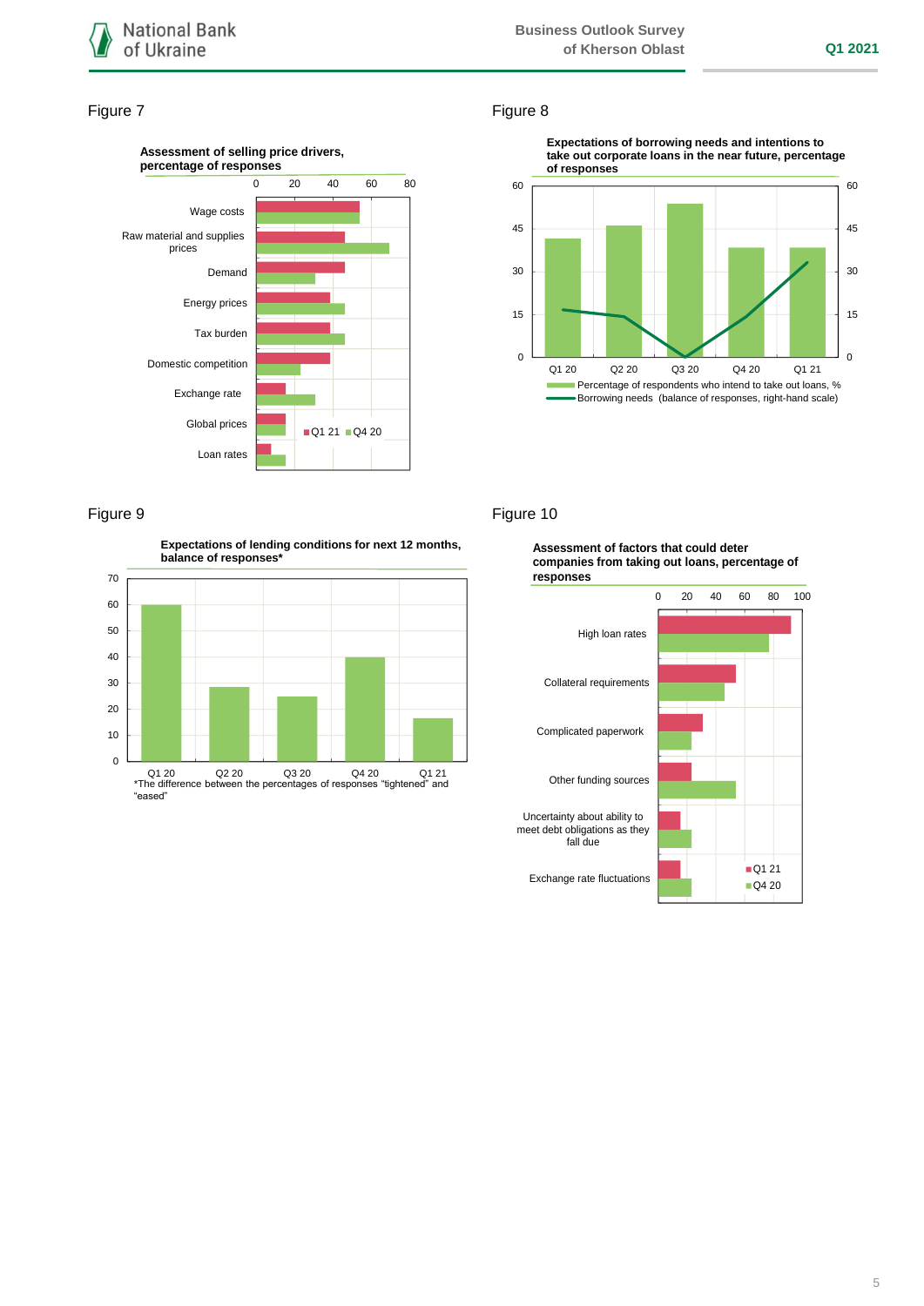Figure 7

**Assessment of selling price drivers, percentage of responses**

0 20 40 60 80

Wage costs

Raw material and supplies prices

Demand

Energy prices

Tax burden

Domestic competition

Exchange rate

Global prices

Loan rates

Q1 21 Q4 20

Figure 8

**Expectations of borrowing needs and intentions to take out corporate loans in the near future, percentage of responses**

60 45 30 15 0

Q1 20 Q2 20 Q3 20 Q4 20 Q1 21

Percentage of respondents who intend to take out loans, %

Borrowing needs (balance of responses, right-hand scale)

Figure 9

**Expectations of lending conditions for next 12 months, balance of responses***

70 60 50 40 30 20 10 0

Q1 20 Q2 20 Q3 20 Q4 20 Q1 21

*The difference between the percentages of responses "tightened" and "eased"

Figure 10

**Assessment of factors that could deter companies from taking out loans, percentage of responses**

0 20 40 60 80 100

High loan rates

Collateral requirements

Complicated paperwork

Other funding sources

Uncertainty about ability to meet debt obligations as they fall due

Exchange rate fluctuations

Q1 21

Q4 20